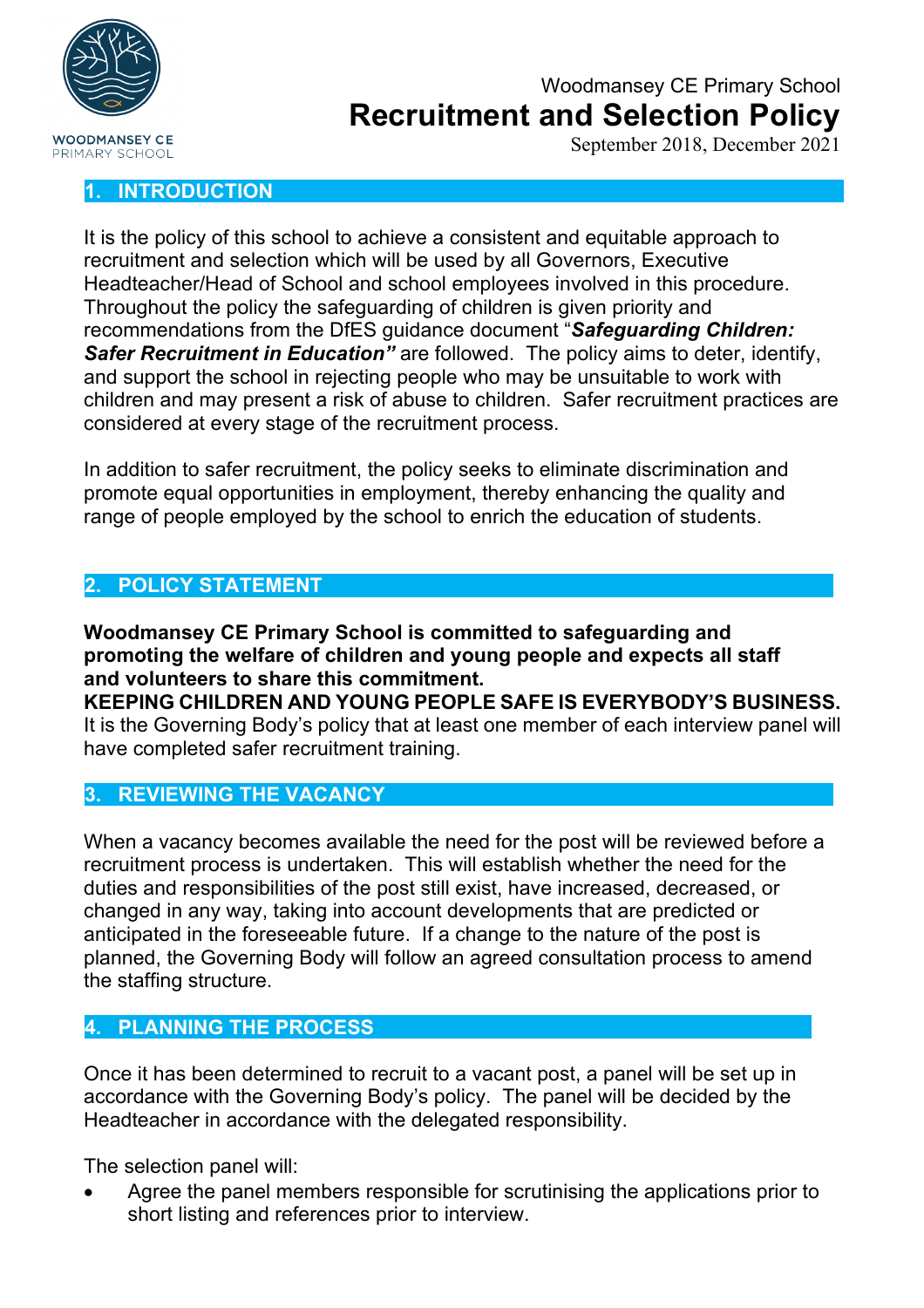Woodmansey CE Primary School

# Recruitment and Selection Policy

September 2018, December 2021

## 1. INTRODUCTION

It is the policy of this school to achieve a consistent and equitable approach to recruitment and selection which will be used by all Governors, Executive Headteacher/Head of School and school employees involved in this procedure. Throughout the policy the safeguarding of children is given priority and recommendations from the DfES guidance document "***Safeguarding Children: Safer Recruitment in Education"*** are followed. The policy aims to deter, identify, and support the school in rejecting people who may be unsuitable to work with children and may present a risk of abuse to children. Safer recruitment practices are considered at every stage of the recruitment process.

In addition to safer recruitment, the policy seeks to eliminate discrimination and promote equal opportunities in employment, thereby enhancing the quality and range of people employed by the school to enrich the education of students.

## 2. POLICY STATEMENT

**Woodmansey CE Primary School is committed to safeguarding and promoting the welfare of children and young people and expects all staff and volunteers to share this commitment.**
**KEEPING CHILDREN AND YOUNG PEOPLE SAFE IS EVERYBODY'S BUSINESS.**
It is the Governing Body's policy that at least one member of each interview panel will have completed safer recruitment training.

## 3. REVIEWING THE VACANCY

When a vacancy becomes available the need for the post will be reviewed before a recruitment process is undertaken. This will establish whether the need for the duties and responsibilities of the post still exist, have increased, decreased, or changed in any way, taking into account developments that are predicted or anticipated in the foreseeable future. If a change to the nature of the post is planned, the Governing Body will follow an agreed consultation process to amend the staffing structure.

## 4. PLANNING THE PROCESS

Once it has been determined to recruit to a vacant post, a panel will be set up in accordance with the Governing Body's policy. The panel will be decided by the Headteacher in accordance with the delegated responsibility.

The selection panel will:

- Agree the panel members responsible for scrutinising the applications prior to short listing and references prior to interview.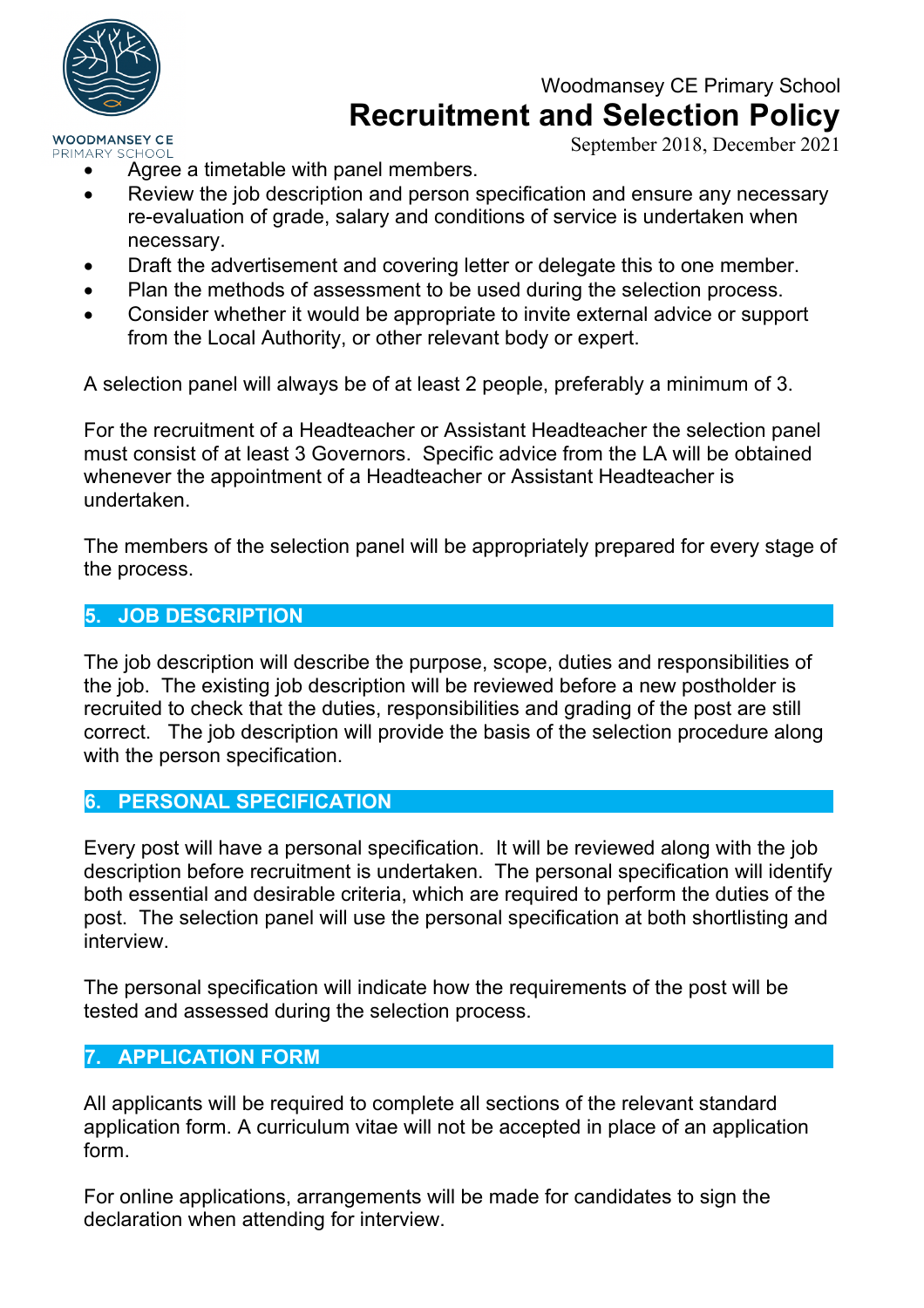- Agree a timetable with panel members.
- Review the job description and person specification and ensure any necessary re-evaluation of grade, salary and conditions of service is undertaken when necessary.
- Draft the advertisement and covering letter or delegate this to one member.
- Plan the methods of assessment to be used during the selection process.
- Consider whether it would be appropriate to invite external advice or support from the Local Authority, or other relevant body or expert.

A selection panel will always be of at least 2 people, preferably a minimum of 3.

For the recruitment of a Headteacher or Assistant Headteacher the selection panel must consist of at least 3 Governors. Specific advice from the LA will be obtained whenever the appointment of a Headteacher or Assistant Headteacher is undertaken.

The members of the selection panel will be appropriately prepared for every stage of the process.

## 5. JOB DESCRIPTION

The job description will describe the purpose, scope, duties and responsibilities of the job. The existing job description will be reviewed before a new postholder is recruited to check that the duties, responsibilities and grading of the post are still correct. The job description will provide the basis of the selection procedure along with the person specification.

## 6. PERSONAL SPECIFICATION

Every post will have a personal specification. It will be reviewed along with the job description before recruitment is undertaken. The personal specification will identify both essential and desirable criteria, which are required to perform the duties of the post. The selection panel will use the personal specification at both shortlisting and interview.

The personal specification will indicate how the requirements of the post will be tested and assessed during the selection process.

## 7. APPLICATION FORM

All applicants will be required to complete all sections of the relevant standard application form. A curriculum vitae will not be accepted in place of an application form.

For online applications, arrangements will be made for candidates to sign the declaration when attending for interview.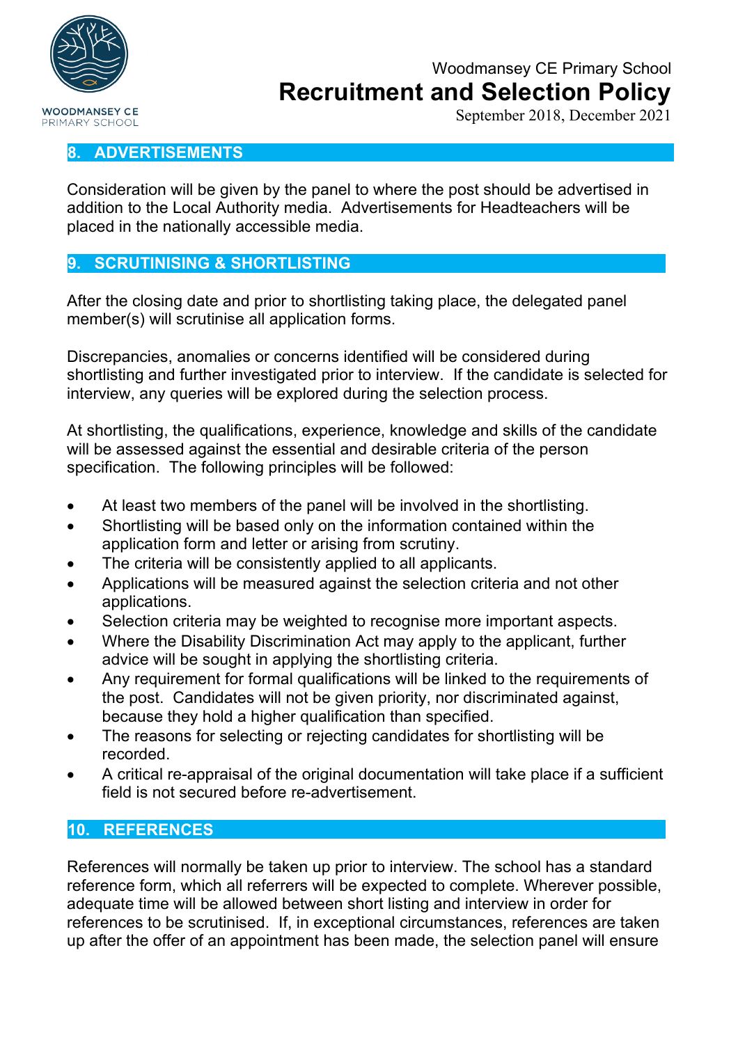## 8. ADVERTISEMENTS

Consideration will be given by the panel to where the post should be advertised in addition to the Local Authority media. Advertisements for Headteachers will be placed in the nationally accessible media.

## 9. SCRUTINISING & SHORTLISTING

After the closing date and prior to shortlisting taking place, the delegated panel member(s) will scrutinise all application forms.

Discrepancies, anomalies or concerns identified will be considered during shortlisting and further investigated prior to interview. If the candidate is selected for interview, any queries will be explored during the selection process.

At shortlisting, the qualifications, experience, knowledge and skills of the candidate will be assessed against the essential and desirable criteria of the person specification. The following principles will be followed:

- At least two members of the panel will be involved in the shortlisting.
- Shortlisting will be based only on the information contained within the application form and letter or arising from scrutiny.
- The criteria will be consistently applied to all applicants.
- Applications will be measured against the selection criteria and not other applications.
- Selection criteria may be weighted to recognise more important aspects.
- Where the Disability Discrimination Act may apply to the applicant, further advice will be sought in applying the shortlisting criteria.
- Any requirement for formal qualifications will be linked to the requirements of the post. Candidates will not be given priority, nor discriminated against, because they hold a higher qualification than specified.
- The reasons for selecting or rejecting candidates for shortlisting will be recorded.
- A critical re-appraisal of the original documentation will take place if a sufficient field is not secured before re-advertisement.

## 10. REFERENCES

References will normally be taken up prior to interview. The school has a standard reference form, which all referrers will be expected to complete. Wherever possible, adequate time will be allowed between short listing and interview in order for references to be scrutinised. If, in exceptional circumstances, references are taken up after the offer of an appointment has been made, the selection panel will ensure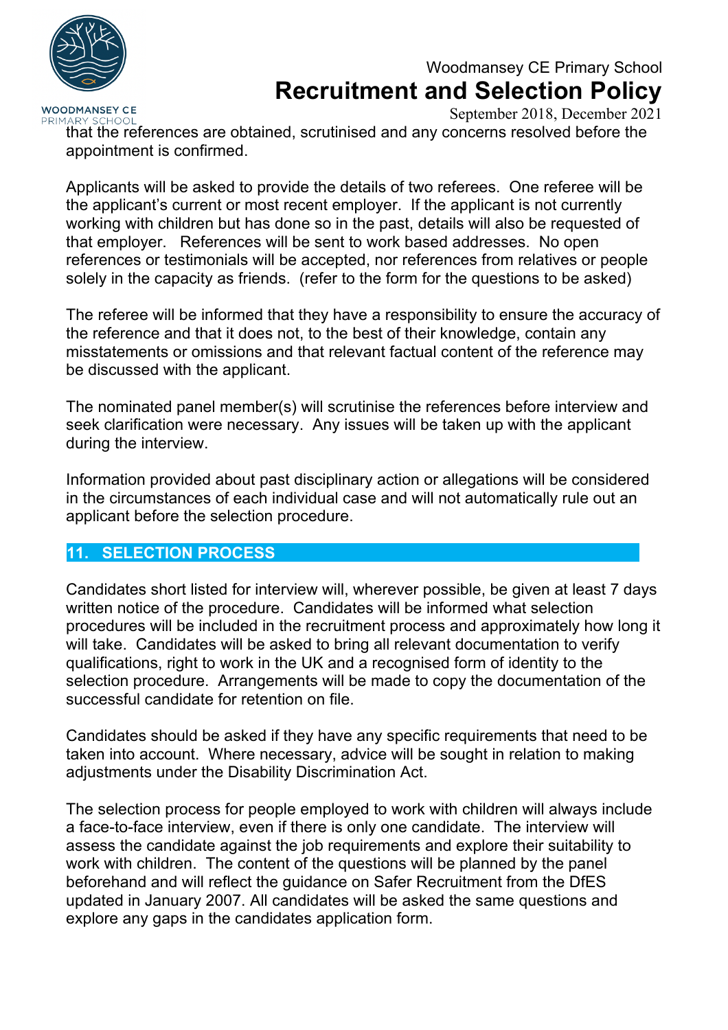that the references are obtained, scrutinised and any concerns resolved before the appointment is confirmed.

Applicants will be asked to provide the details of two referees. One referee will be the applicant's current or most recent employer. If the applicant is not currently working with children but has done so in the past, details will also be requested of that employer. References will be sent to work based addresses. No open references or testimonials will be accepted, nor references from relatives or people solely in the capacity as friends. (refer to the form for the questions to be asked)

The referee will be informed that they have a responsibility to ensure the accuracy of the reference and that it does not, to the best of their knowledge, contain any misstatements or omissions and that relevant factual content of the reference may be discussed with the applicant.

The nominated panel member(s) will scrutinise the references before interview and seek clarification were necessary. Any issues will be taken up with the applicant during the interview.

Information provided about past disciplinary action or allegations will be considered in the circumstances of each individual case and will not automatically rule out an applicant before the selection procedure.

## 11. SELECTION PROCESS

Candidates short listed for interview will, wherever possible, be given at least 7 days written notice of the procedure. Candidates will be informed what selection procedures will be included in the recruitment process and approximately how long it will take. Candidates will be asked to bring all relevant documentation to verify qualifications, right to work in the UK and a recognised form of identity to the selection procedure. Arrangements will be made to copy the documentation of the successful candidate for retention on file.

Candidates should be asked if they have any specific requirements that need to be taken into account. Where necessary, advice will be sought in relation to making adjustments under the Disability Discrimination Act.

The selection process for people employed to work with children will always include a face-to-face interview, even if there is only one candidate. The interview will assess the candidate against the job requirements and explore their suitability to work with children. The content of the questions will be planned by the panel beforehand and will reflect the guidance on Safer Recruitment from the DfES updated in January 2007. All candidates will be asked the same questions and explore any gaps in the candidates application form.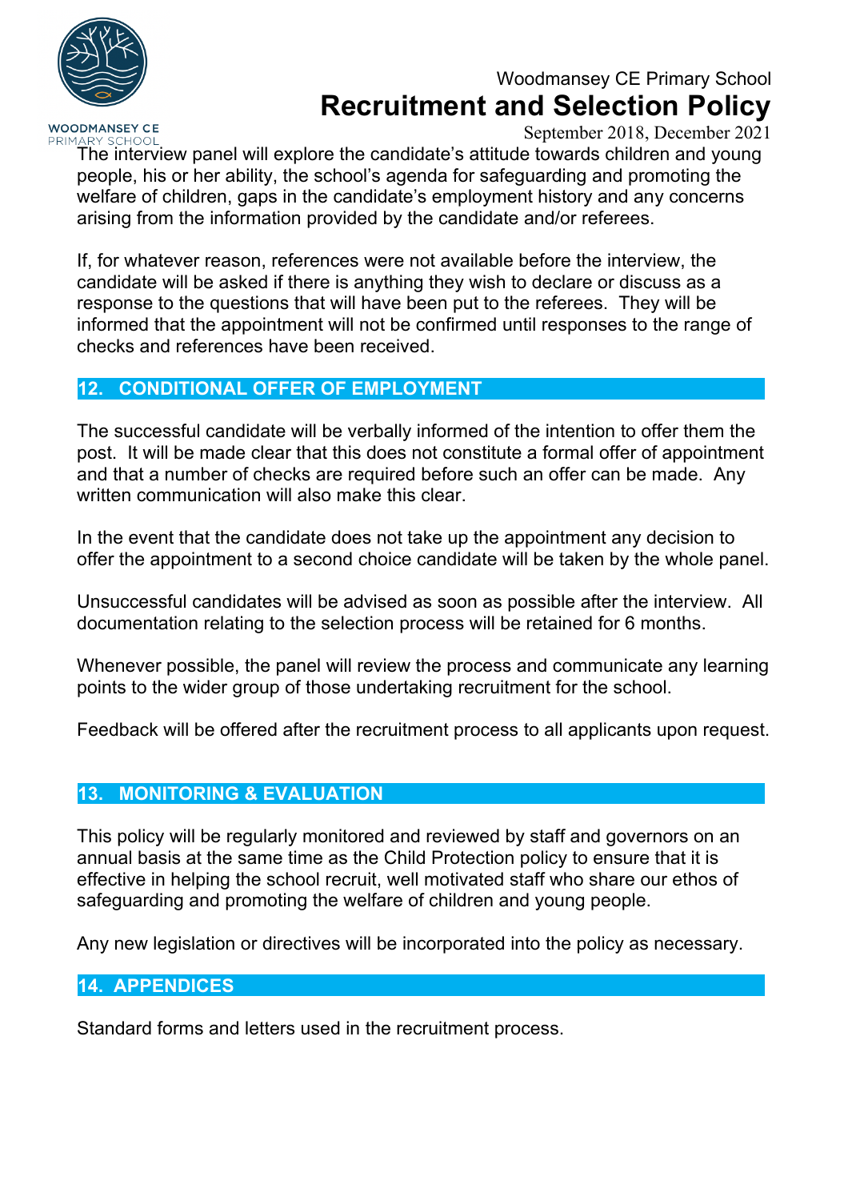The interview panel will explore the candidate's attitude towards children and young people, his or her ability, the school's agenda for safeguarding and promoting the welfare of children, gaps in the candidate's employment history and any concerns arising from the information provided by the candidate and/or referees.

If, for whatever reason, references were not available before the interview, the candidate will be asked if there is anything they wish to declare or discuss as a response to the questions that will have been put to the referees. They will be informed that the appointment will not be confirmed until responses to the range of checks and references have been received.

## 12. CONDITIONAL OFFER OF EMPLOYMENT

The successful candidate will be verbally informed of the intention to offer them the post. It will be made clear that this does not constitute a formal offer of appointment and that a number of checks are required before such an offer can be made. Any written communication will also make this clear.

In the event that the candidate does not take up the appointment any decision to offer the appointment to a second choice candidate will be taken by the whole panel.

Unsuccessful candidates will be advised as soon as possible after the interview. All documentation relating to the selection process will be retained for 6 months.

Whenever possible, the panel will review the process and communicate any learning points to the wider group of those undertaking recruitment for the school.

Feedback will be offered after the recruitment process to all applicants upon request.

## 13. MONITORING & EVALUATION

This policy will be regularly monitored and reviewed by staff and governors on an annual basis at the same time as the Child Protection policy to ensure that it is effective in helping the school recruit, well motivated staff who share our ethos of safeguarding and promoting the welfare of children and young people.

Any new legislation or directives will be incorporated into the policy as necessary.

## 14. APPENDICES

Standard forms and letters used in the recruitment process.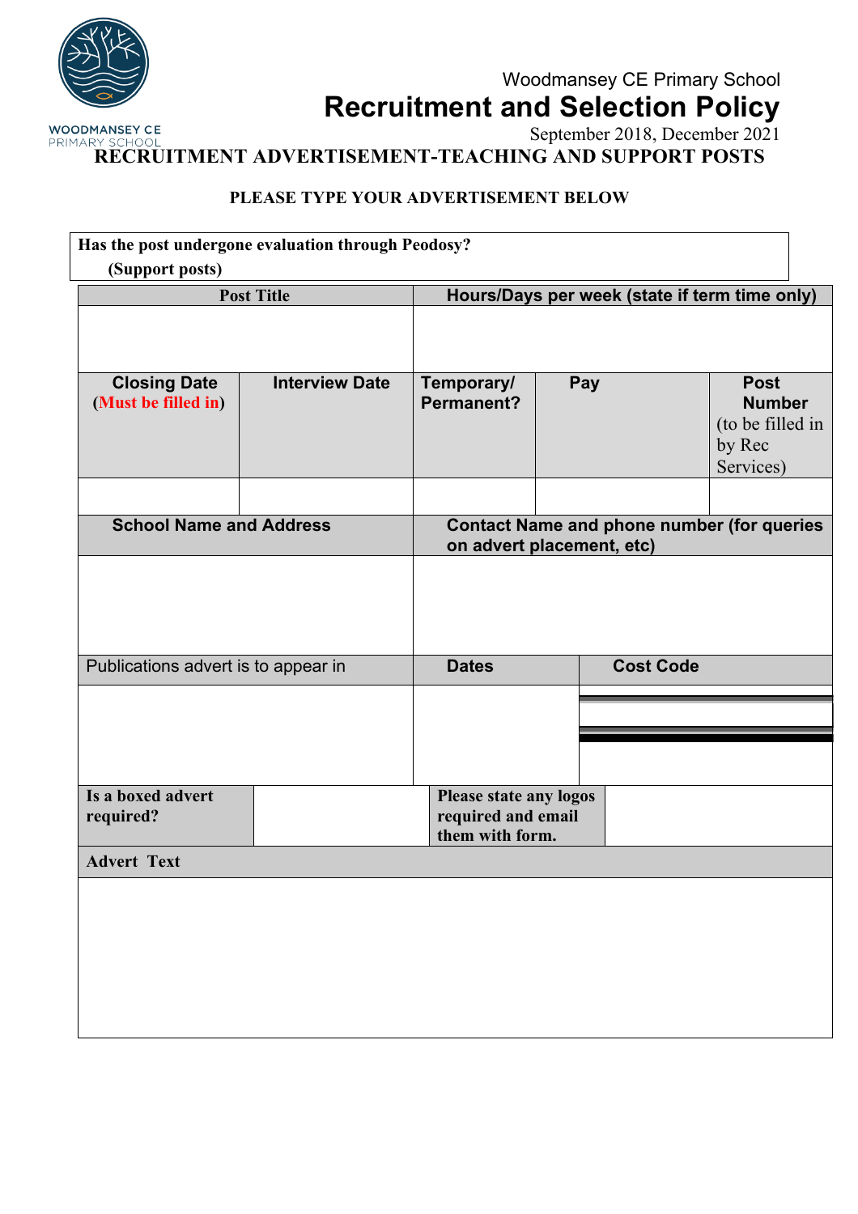## RECRUITMENT ADVERTISEMENT-TEACHING AND SUPPORT POSTS

**PLEASE TYPE YOUR ADVERTISEMENT BELOW**

| **Has the post undergone evaluation through Peodosy? (Support posts)** |
|---|

| **Post Title** | | **Hours/Days per week (state if term time only)** | | |
|---|---|---|---|---|
| | | | | |
| **Closing Date (Must be filled in)** | **Interview Date** | **Temporary/ Permanent?** | **Pay** | **Post Number** (to be filled in by Rec Services) |
| | | | | |
| **School Name and Address** | | **Contact Name and phone number (for queries on advert placement, etc)** | | |
| | | | | |
| Publications advert is to appear in | | **Dates** | **Cost Code** | |
| | | | | |
| **Is a boxed advert required?** | | **Please state any logos required and email them with form.** | | |
| **Advert Text** | | | | |
| | | | | |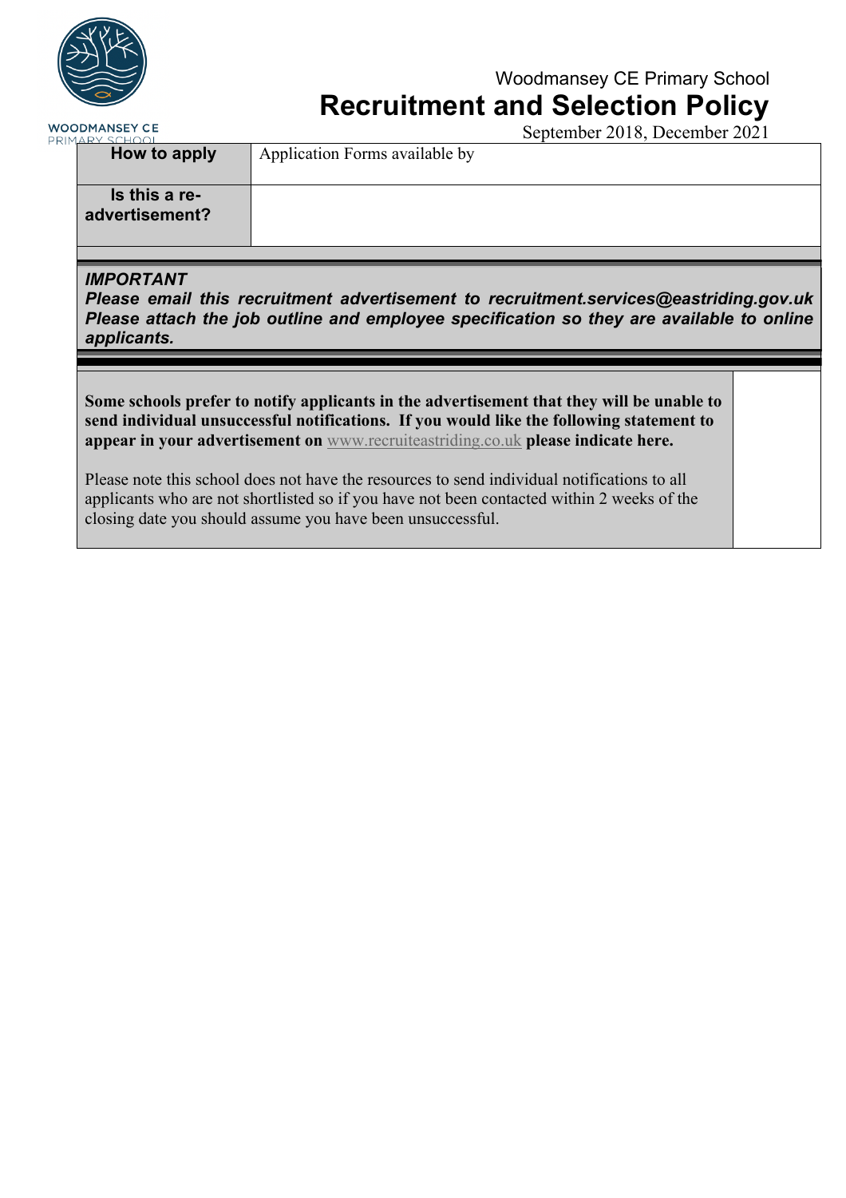| | |
|---|---|
| **How to apply** | Application Forms available by |
| **Is this a re-advertisement?** | |

***IMPORTANT***
***Please email this recruitment advertisement to recruitment.services@eastriding.gov.uk Please attach the job outline and employee specification so they are available to online applicants.***

| | |
|---|---|
| **Some schools prefer to notify applicants in the advertisement that they will be unable to send individual unsuccessful notifications. If you would like the following statement to appear in your advertisement on** www.recruiteastriding.co.uk **please indicate here.**<br><br>Please note this school does not have the resources to send individual notifications to all applicants who are not shortlisted so if you have not been contacted within 2 weeks of the closing date you should assume you have been unsuccessful. | |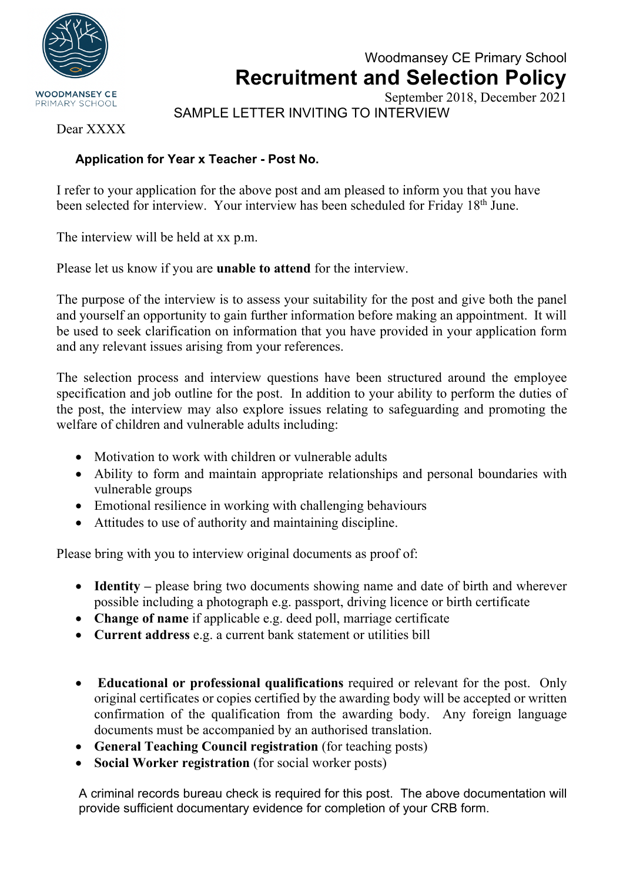SAMPLE LETTER INVITING TO INTERVIEW

Dear XXXX

**Application for Year x Teacher - Post No.**

I refer to your application for the above post and am pleased to inform you that you have been selected for interview. Your interview has been scheduled for Friday 18th June.

The interview will be held at xx p.m.

Please let us know if you are **unable to attend** for the interview.

The purpose of the interview is to assess your suitability for the post and give both the panel and yourself an opportunity to gain further information before making an appointment. It will be used to seek clarification on information that you have provided in your application form and any relevant issues arising from your references.

The selection process and interview questions have been structured around the employee specification and job outline for the post. In addition to your ability to perform the duties of the post, the interview may also explore issues relating to safeguarding and promoting the welfare of children and vulnerable adults including:

- Motivation to work with children or vulnerable adults
- Ability to form and maintain appropriate relationships and personal boundaries with vulnerable groups
- Emotional resilience in working with challenging behaviours
- Attitudes to use of authority and maintaining discipline.

Please bring with you to interview original documents as proof of:

- **Identity –** please bring two documents showing name and date of birth and wherever possible including a photograph e.g. passport, driving licence or birth certificate
- **Change of name** if applicable e.g. deed poll, marriage certificate
- **Current address** e.g. a current bank statement or utilities bill

- **Educational or professional qualifications** required or relevant for the post. Only original certificates or copies certified by the awarding body will be accepted or written confirmation of the qualification from the awarding body. Any foreign language documents must be accompanied by an authorised translation.
- **General Teaching Council registration** (for teaching posts)
- **Social Worker registration** (for social worker posts)

A criminal records bureau check is required for this post. The above documentation will provide sufficient documentary evidence for completion of your CRB form.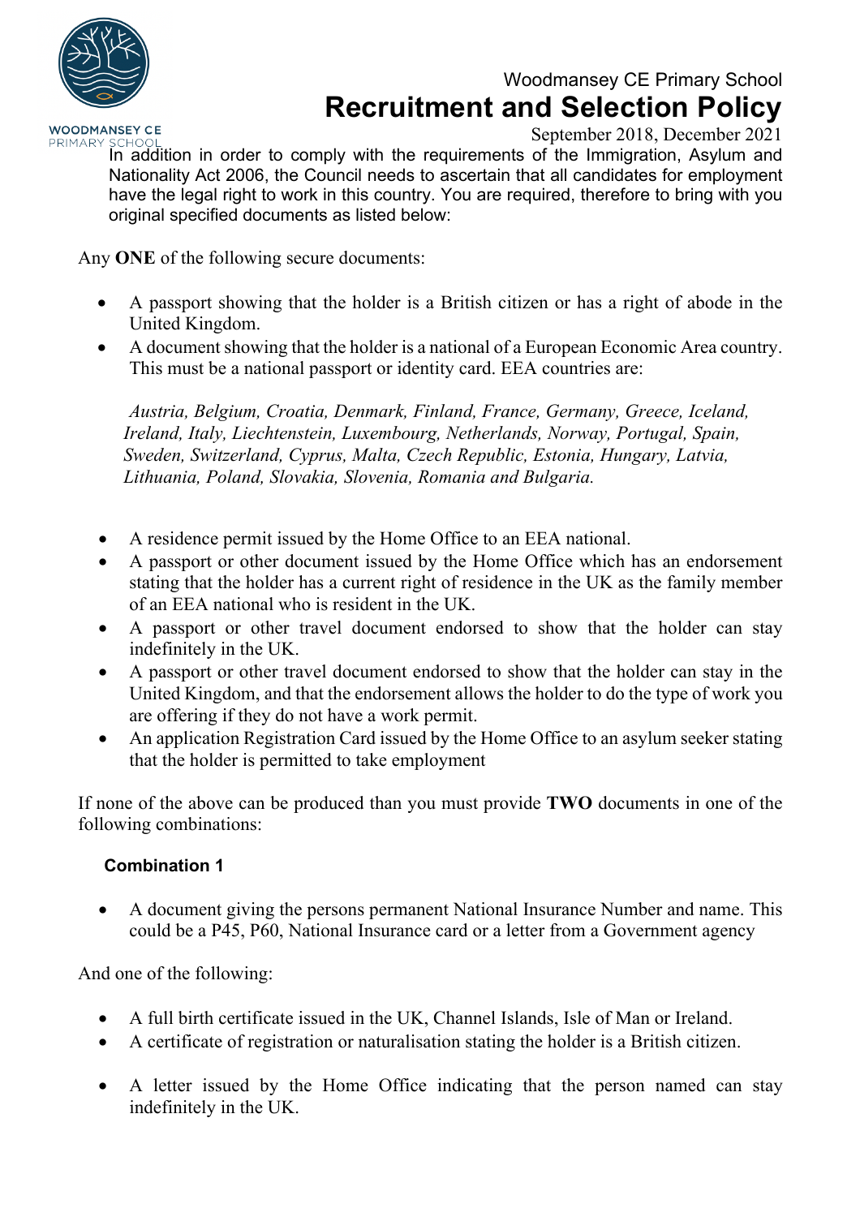In addition in order to comply with the requirements of the Immigration, Asylum and Nationality Act 2006, the Council needs to ascertain that all candidates for employment have the legal right to work in this country. You are required, therefore to bring with you original specified documents as listed below:

Any **ONE** of the following secure documents:

- A passport showing that the holder is a British citizen or has a right of abode in the United Kingdom.
- A document showing that the holder is a national of a European Economic Area country. This must be a national passport or identity card. EEA countries are:

  *Austria, Belgium, Croatia, Denmark, Finland, France, Germany, Greece, Iceland, Ireland, Italy, Liechtenstein, Luxembourg, Netherlands, Norway, Portugal, Spain, Sweden, Switzerland, Cyprus, Malta, Czech Republic, Estonia, Hungary, Latvia, Lithuania, Poland, Slovakia, Slovenia, Romania and Bulgaria.*

- A residence permit issued by the Home Office to an EEA national.
- A passport or other document issued by the Home Office which has an endorsement stating that the holder has a current right of residence in the UK as the family member of an EEA national who is resident in the UK.
- A passport or other travel document endorsed to show that the holder can stay indefinitely in the UK.
- A passport or other travel document endorsed to show that the holder can stay in the United Kingdom, and that the endorsement allows the holder to do the type of work you are offering if they do not have a work permit.
- An application Registration Card issued by the Home Office to an asylum seeker stating that the holder is permitted to take employment

If none of the above can be produced than you must provide **TWO** documents in one of the following combinations:

**Combination 1**

- A document giving the persons permanent National Insurance Number and name. This could be a P45, P60, National Insurance card or a letter from a Government agency

And one of the following:

- A full birth certificate issued in the UK, Channel Islands, Isle of Man or Ireland.
- A certificate of registration or naturalisation stating the holder is a British citizen.
- A letter issued by the Home Office indicating that the person named can stay indefinitely in the UK.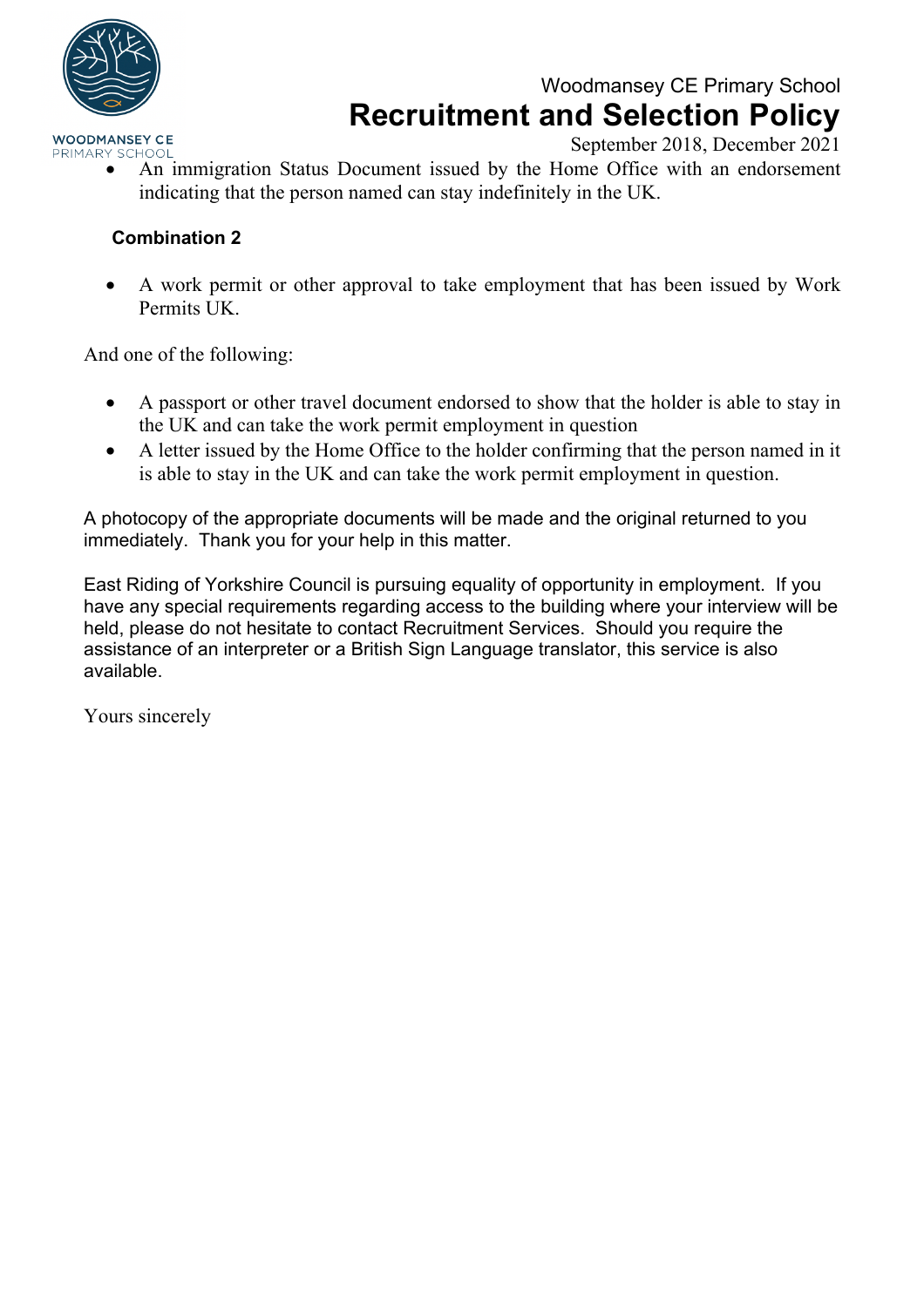- An immigration Status Document issued by the Home Office with an endorsement indicating that the person named can stay indefinitely in the UK.

**Combination 2**

- A work permit or other approval to take employment that has been issued by Work Permits UK.

And one of the following:

- A passport or other travel document endorsed to show that the holder is able to stay in the UK and can take the work permit employment in question
- A letter issued by the Home Office to the holder confirming that the person named in it is able to stay in the UK and can take the work permit employment in question.

A photocopy of the appropriate documents will be made and the original returned to you immediately. Thank you for your help in this matter.

East Riding of Yorkshire Council is pursuing equality of opportunity in employment. If you have any special requirements regarding access to the building where your interview will be held, please do not hesitate to contact Recruitment Services. Should you require the assistance of an interpreter or a British Sign Language translator, this service is also available.

Yours sincerely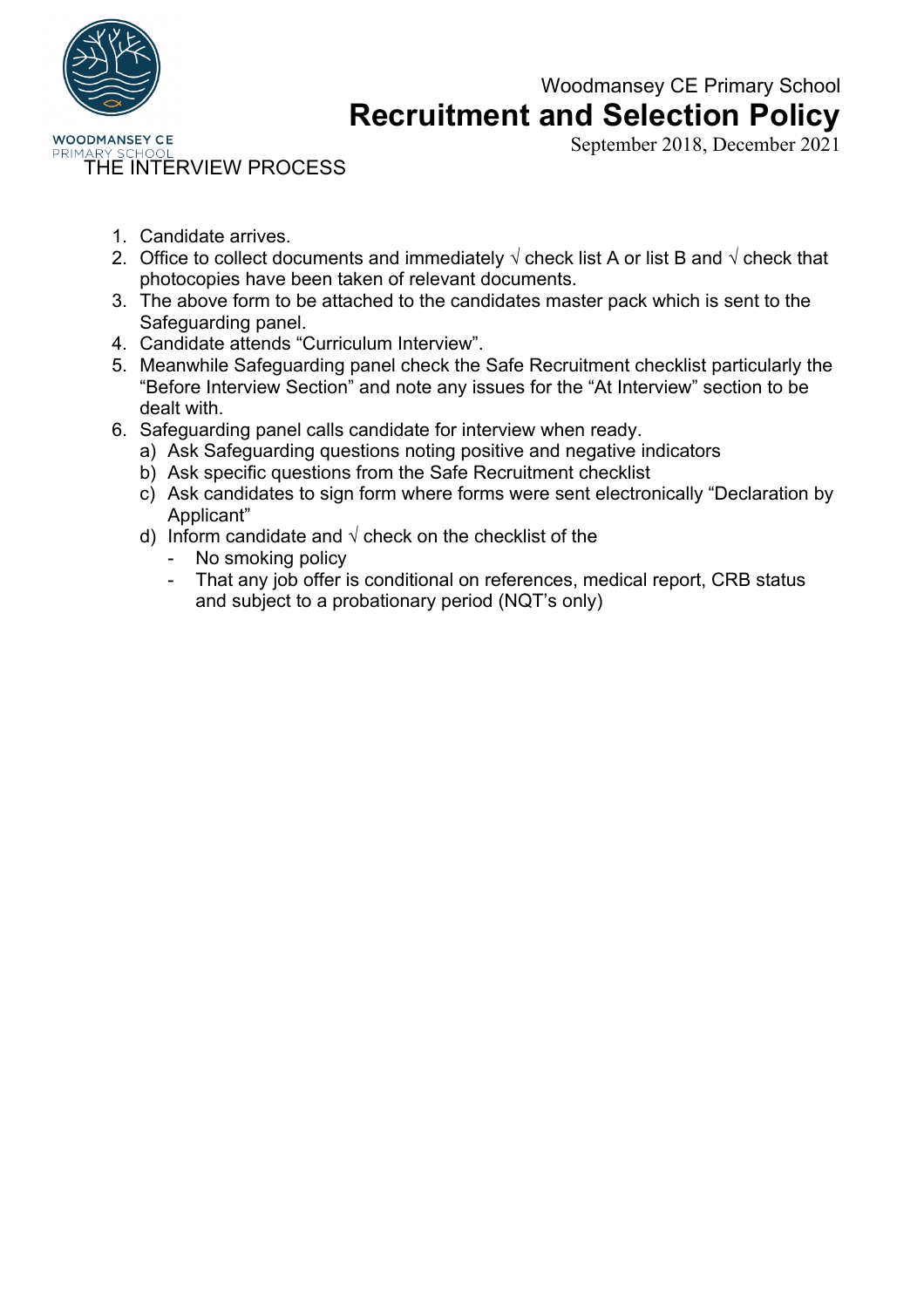## THE INTERVIEW PROCESS

1. Candidate arrives.
2. Office to collect documents and immediately √ check list A or list B and √ check that photocopies have been taken of relevant documents.
3. The above form to be attached to the candidates master pack which is sent to the Safeguarding panel.
4. Candidate attends "Curriculum Interview".
5. Meanwhile Safeguarding panel check the Safe Recruitment checklist particularly the "Before Interview Section" and note any issues for the "At Interview" section to be dealt with.
6. Safeguarding panel calls candidate for interview when ready.
   a) Ask Safeguarding questions noting positive and negative indicators
   b) Ask specific questions from the Safe Recruitment checklist
   c) Ask candidates to sign form where forms were sent electronically "Declaration by Applicant"
   d) Inform candidate and √ check on the checklist of the
      - No smoking policy
      - That any job offer is conditional on references, medical report, CRB status and subject to a probationary period (NQT's only)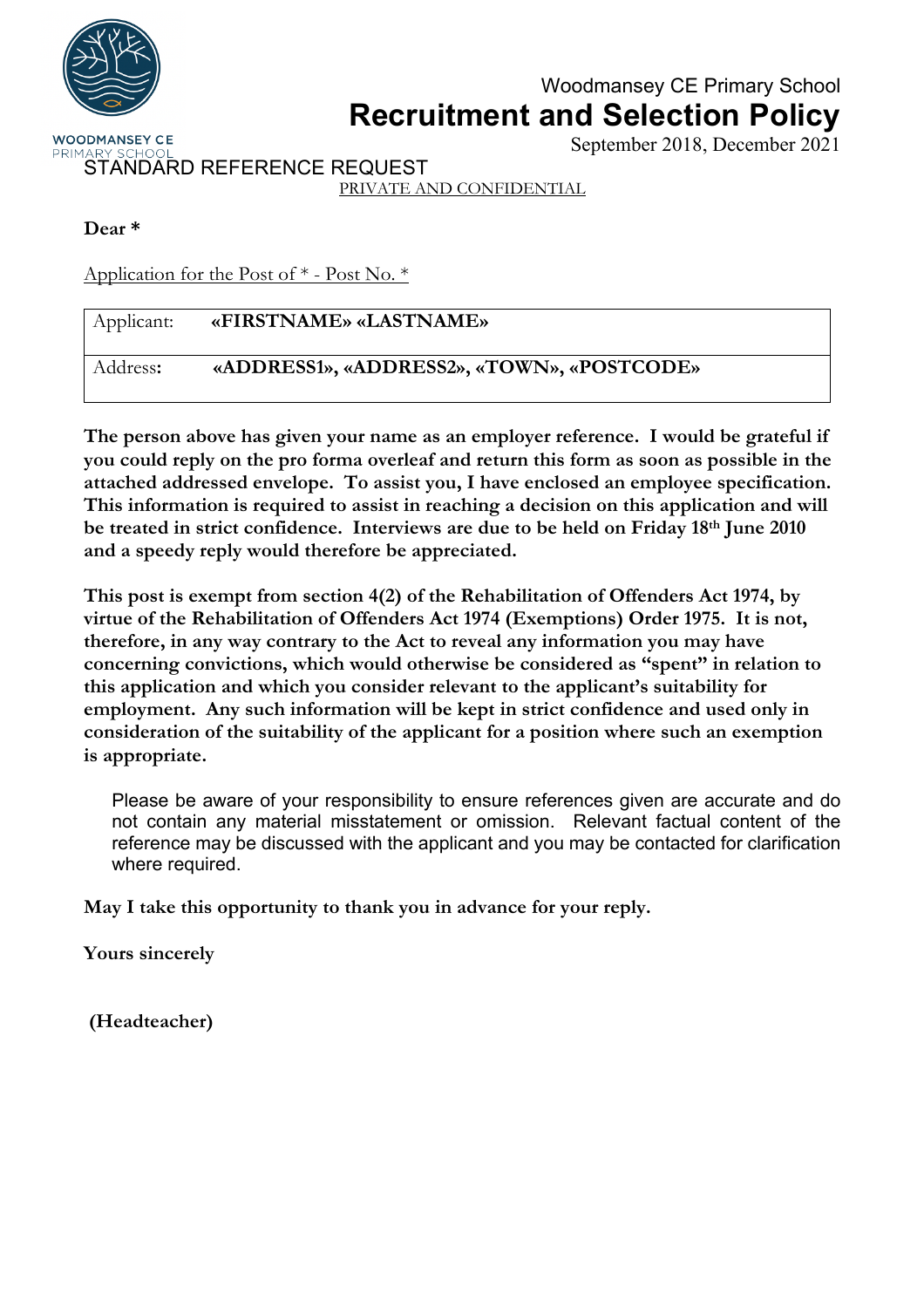STANDARD REFERENCE REQUEST

PRIVATE AND CONFIDENTIAL

**Dear ***

Application for the Post of * - Post No. *

| Applicant: | **«FIRSTNAME» «LASTNAME»** |
|---|---|
| Address: | **«ADDRESS1», «ADDRESS2», «TOWN», «POSTCODE»** |

**The person above has given your name as an employer reference. I would be grateful if you could reply on the pro forma overleaf and return this form as soon as possible in the attached addressed envelope. To assist you, I have enclosed an employee specification. This information is required to assist in reaching a decision on this application and will be treated in strict confidence. Interviews are due to be held on Friday 18th June 2010 and a speedy reply would therefore be appreciated.**

**This post is exempt from section 4(2) of the Rehabilitation of Offenders Act 1974, by virtue of the Rehabilitation of Offenders Act 1974 (Exemptions) Order 1975. It is not, therefore, in any way contrary to the Act to reveal any information you may have concerning convictions, which would otherwise be considered as "spent" in relation to this application and which you consider relevant to the applicant's suitability for employment. Any such information will be kept in strict confidence and used only in consideration of the suitability of the applicant for a position where such an exemption is appropriate.**

Please be aware of your responsibility to ensure references given are accurate and do not contain any material misstatement or omission. Relevant factual content of the reference may be discussed with the applicant and you may be contacted for clarification where required.

**May I take this opportunity to thank you in advance for your reply.**

**Yours sincerely**

**(Headteacher)**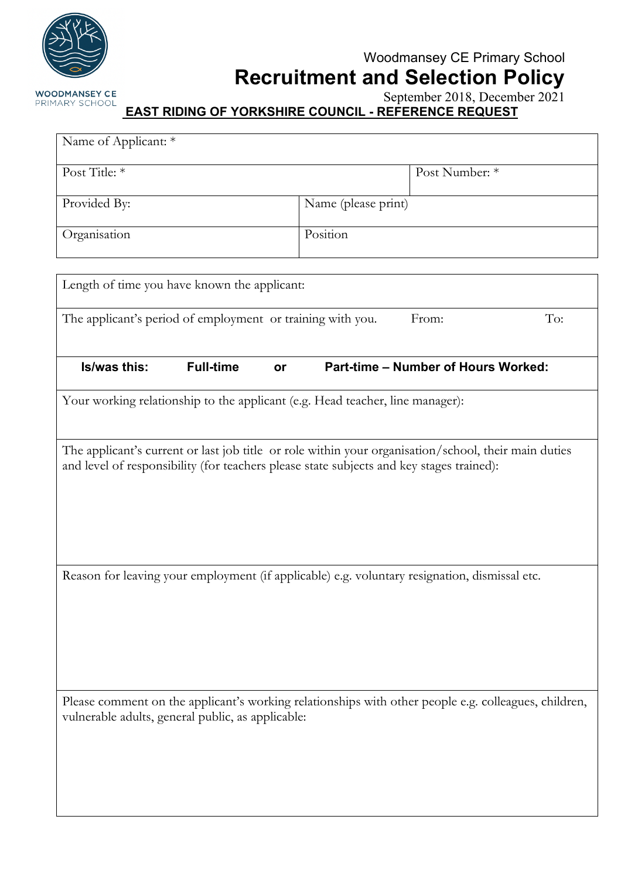## EAST RIDING OF YORKSHIRE COUNCIL - REFERENCE REQUEST

| Name of Applicant: * | | |
|---|---|---|
| Post Title: * | | Post Number: * |
| Provided By: | Name (please print) | |
| Organisation | Position | |

| Length of time you have known the applicant: | | |
|---|---|---|
| The applicant's period of employment or training with you. | From: | To: |
| **Is/was this: Full-time or Part-time – Number of Hours Worked:** | | |
| Your working relationship to the applicant (e.g. Head teacher, line manager): | | |
| The applicant's current or last job title or role within your organisation/school, their main duties and level of responsibility (for teachers please state subjects and key stages trained): | | |
| Reason for leaving your employment (if applicable) e.g. voluntary resignation, dismissal etc. | | |
| Please comment on the applicant's working relationships with other people e.g. colleagues, children, vulnerable adults, general public, as applicable: | | |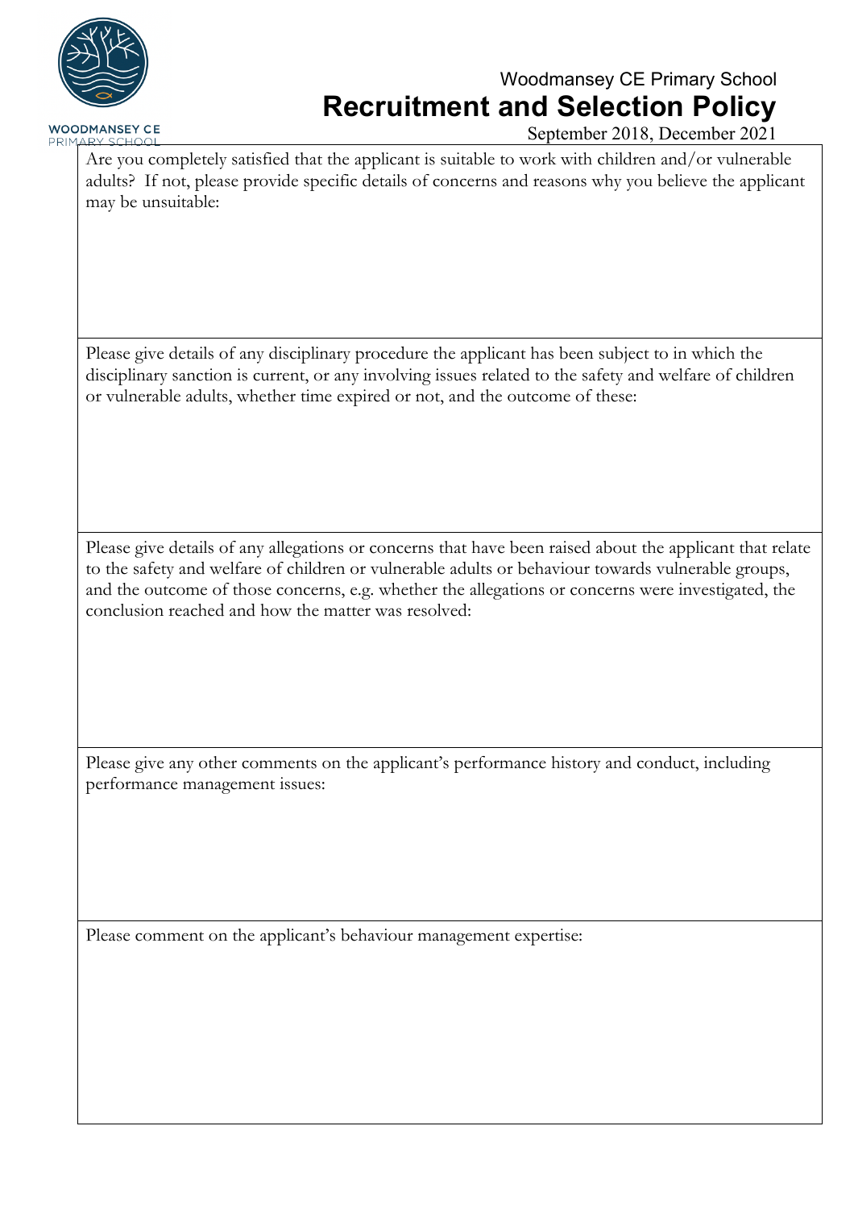| Are you completely satisfied that the applicant is suitable to work with children and/or vulnerable adults? If not, please provide specific details of concerns and reasons why you believe the applicant may be unsuitable: |
|---|
| Please give details of any disciplinary procedure the applicant has been subject to in which the disciplinary sanction is current, or any involving issues related to the safety and welfare of children or vulnerable adults, whether time expired or not, and the outcome of these: |
| Please give details of any allegations or concerns that have been raised about the applicant that relate to the safety and welfare of children or vulnerable adults or behaviour towards vulnerable groups, and the outcome of those concerns, e.g. whether the allegations or concerns were investigated, the conclusion reached and how the matter was resolved: |
| Please give any other comments on the applicant's performance history and conduct, including performance management issues: |
| Please comment on the applicant's behaviour management expertise: |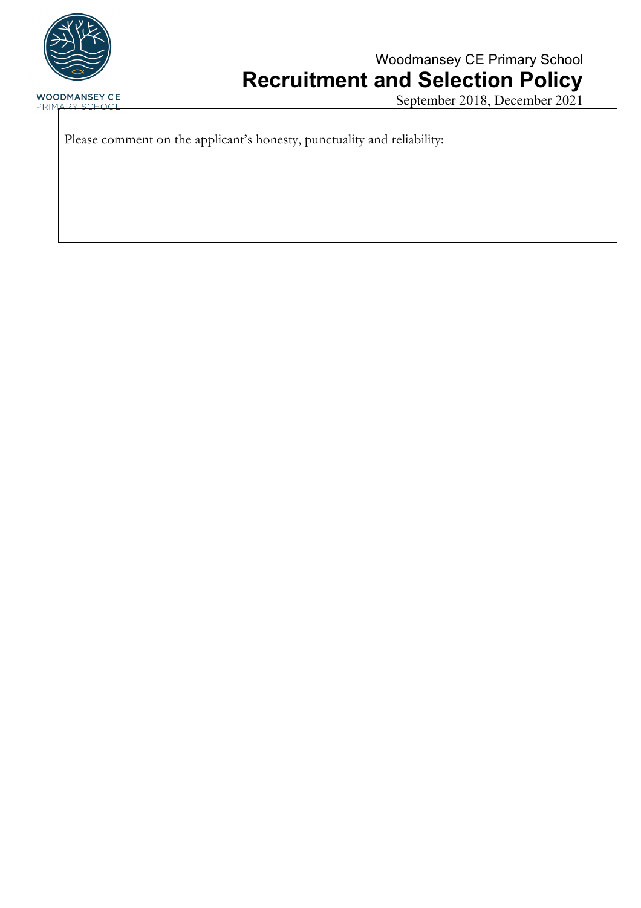| |
|---|
| Please comment on the applicant's honesty, punctuality and reliability: |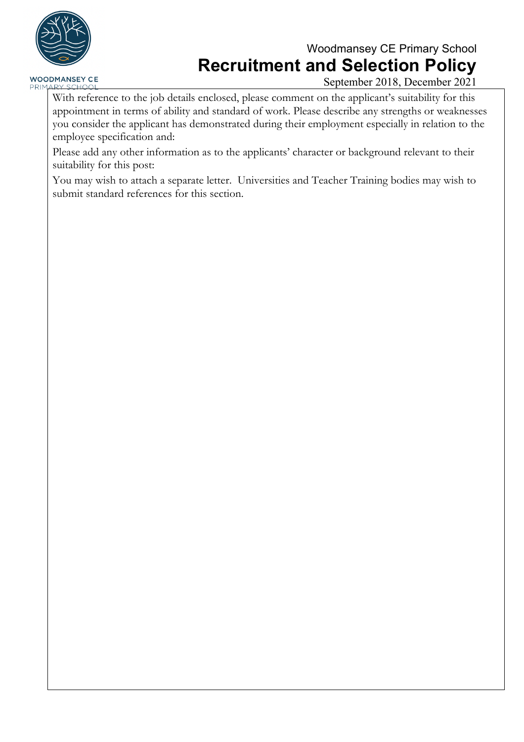With reference to the job details enclosed, please comment on the applicant's suitability for this appointment in terms of ability and standard of work. Please describe any strengths or weaknesses you consider the applicant has demonstrated during their employment especially in relation to the employee specification and:

Please add any other information as to the applicants' character or background relevant to their suitability for this post:

You may wish to attach a separate letter. Universities and Teacher Training bodies may wish to submit standard references for this section.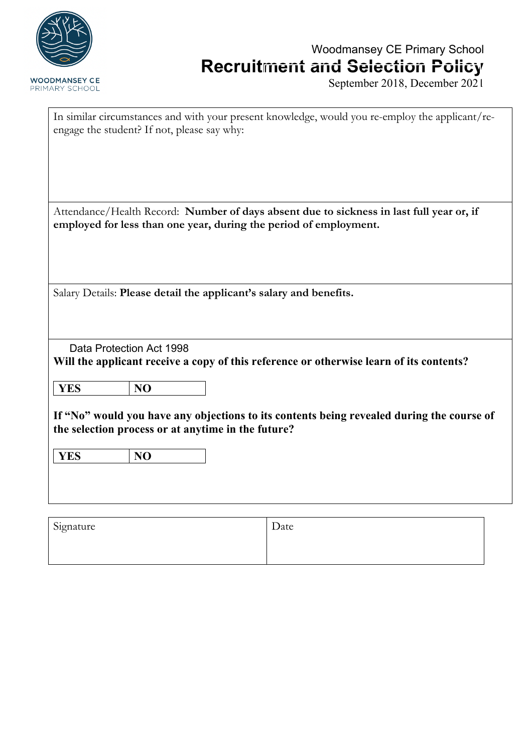In similar circumstances and with your present knowledge, would you re-employ the applicant/re-engage the student? If not, please say why:

Attendance/Health Record: **Number of days absent due to sickness in last full year or, if employed for less than one year, during the period of employment.**

Salary Details: **Please detail the applicant's salary and benefits.**

Data Protection Act 1998

**Will the applicant receive a copy of this reference or otherwise learn of its contents?**

| **YES** | **NO** |
|---|---|

**If "No" would you have any objections to its contents being revealed during the course of the selection process or at anytime in the future?**

| **YES** | **NO** |
|---|---|

| Signature | Date |
|---|---|
| | |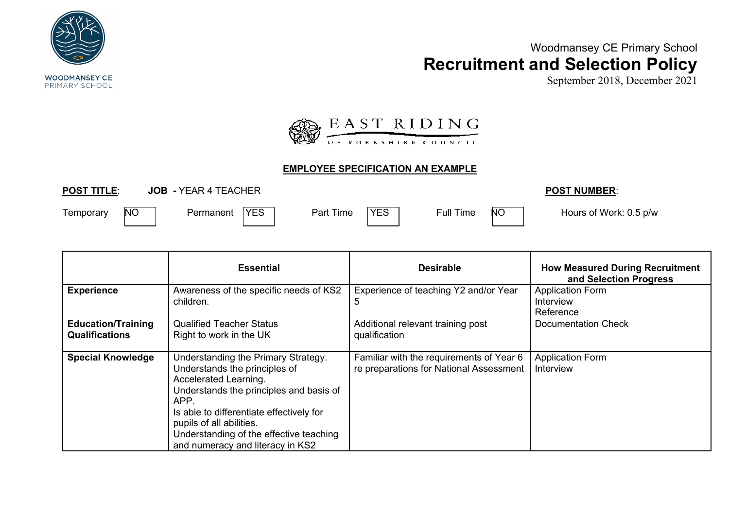Woodmansey CE Primary School

**Recruitment and Selection Policy**

September 2018, December 2021

EAST RIDING OF YORKSHIRE COUNCIL

**EMPLOYEE SPECIFICATION AN EXAMPLE**

**POST TITLE**: **JOB -** YEAR 4 TEACHER **POST NUMBER**:

Temporary NO Permanent YES Part Time YES Full Time NO Hours of Work: 0.5 p/w

| | Essential | Desirable | How Measured During Recruitment and Selection Progress |
|---|---|---|---|
| **Experience** | Awareness of the specific needs of KS2 children. | Experience of teaching Y2 and/or Year 5 | Application Form<br>Interview<br>Reference |
| **Education/Training Qualifications** | Qualified Teacher Status<br>Right to work in the UK | Additional relevant training post qualification | Documentation Check |
| **Special Knowledge** | Understanding the Primary Strategy.<br>Understands the principles of Accelerated Learning.<br>Understands the principles and basis of APP.<br>Is able to differentiate effectively for pupils of all abilities.<br>Understanding of the effective teaching and numeracy and literacy in KS2 | Familiar with the requirements of Year 6 re preparations for National Assessment | Application Form<br>Interview |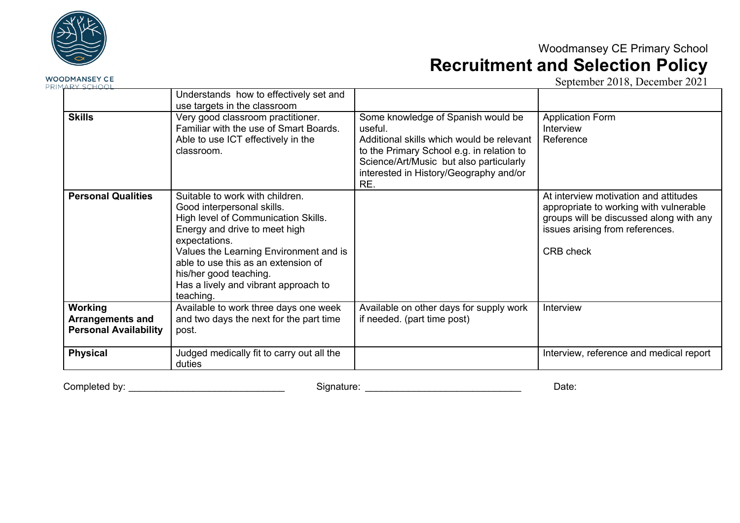| | | | |
|---|---|---|---|
| | Understands how to effectively set and use targets in the classroom | | |
| **Skills** | Very good classroom practitioner.<br>Familiar with the use of Smart Boards.<br>Able to use ICT effectively in the classroom. | Some knowledge of Spanish would be useful.<br>Additional skills which would be relevant to the Primary School e.g. in relation to Science/Art/Music but also particularly interested in History/Geography and/or RE. | Application Form<br>Interview<br>Reference |
| **Personal Qualities** | Suitable to work with children.<br>Good interpersonal skills.<br>High level of Communication Skills.<br>Energy and drive to meet high expectations.<br>Values the Learning Environment and is able to use this as an extension of his/her good teaching.<br>Has a lively and vibrant approach to teaching. | | At interview motivation and attitudes appropriate to working with vulnerable groups will be discussed along with any issues arising from references.<br><br>CRB check |
| **Working Arrangements and Personal Availability** | Available to work three days one week and two days the next for the part time post. | Available on other days for supply work if needed. (part time post) | Interview |
| **Physical** | Judged medically fit to carry out all the duties | | Interview, reference and medical report |

Completed by: ____________________________ Signature: ____________________________ Date: